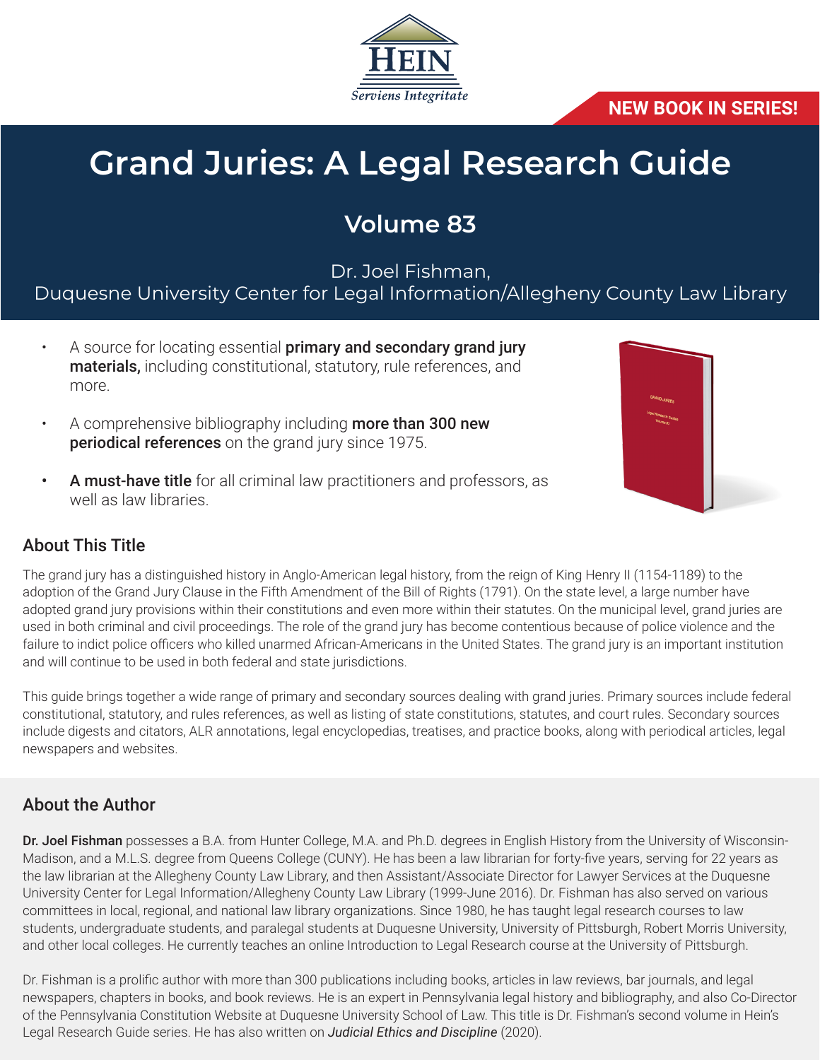HEIN

*Serviens Integritate*

**NEW BOOK IN SERIES!**

# Grand Juries: A Legal Research Guide

## Volume 83

Dr. Joel Fishman,
Duquesne University Center for Legal Information/Allegheny County Law Library

- A source for locating essential **primary and secondary grand jury materials,** including constitutional, statutory, rule references, and more.
- A comprehensive bibliography including **more than 300 new periodical references** on the grand jury since 1975.
- **A must-have title** for all criminal law practitioners and professors, as well as law libraries.

## About This Title

The grand jury has a distinguished history in Anglo-American legal history, from the reign of King Henry II (1154-1189) to the adoption of the Grand Jury Clause in the Fifth Amendment of the Bill of Rights (1791). On the state level, a large number have adopted grand jury provisions within their constitutions and even more within their statutes. On the municipal level, grand juries are used in both criminal and civil proceedings. The role of the grand jury has become contentious because of police violence and the failure to indict police officers who killed unarmed African-Americans in the United States. The grand jury is an important institution and will continue to be used in both federal and state jurisdictions.

This guide brings together a wide range of primary and secondary sources dealing with grand juries. Primary sources include federal constitutional, statutory, and rules references, as well as listing of state constitutions, statutes, and court rules. Secondary sources include digests and citators, ALR annotations, legal encyclopedias, treatises, and practice books, along with periodical articles, legal newspapers and websites.

## About the Author

**Dr. Joel Fishman** possesses a B.A. from Hunter College, M.A. and Ph.D. degrees in English History from the University of Wisconsin-Madison, and a M.L.S. degree from Queens College (CUNY). He has been a law librarian for forty-five years, serving for 22 years as the law librarian at the Allegheny County Law Library, and then Assistant/Associate Director for Lawyer Services at the Duquesne University Center for Legal Information/Allegheny County Law Library (1999-June 2016). Dr. Fishman has also served on various committees in local, regional, and national law library organizations. Since 1980, he has taught legal research courses to law students, undergraduate students, and paralegal students at Duquesne University, University of Pittsburgh, Robert Morris University, and other local colleges. He currently teaches an online Introduction to Legal Research course at the University of Pittsburgh.

Dr. Fishman is a prolific author with more than 300 publications including books, articles in law reviews, bar journals, and legal newspapers, chapters in books, and book reviews. He is an expert in Pennsylvania legal history and bibliography, and also Co-Director of the Pennsylvania Constitution Website at Duquesne University School of Law. This title is Dr. Fishman's second volume in Hein's Legal Research Guide series. He has also written on *Judicial Ethics and Discipline* (2020).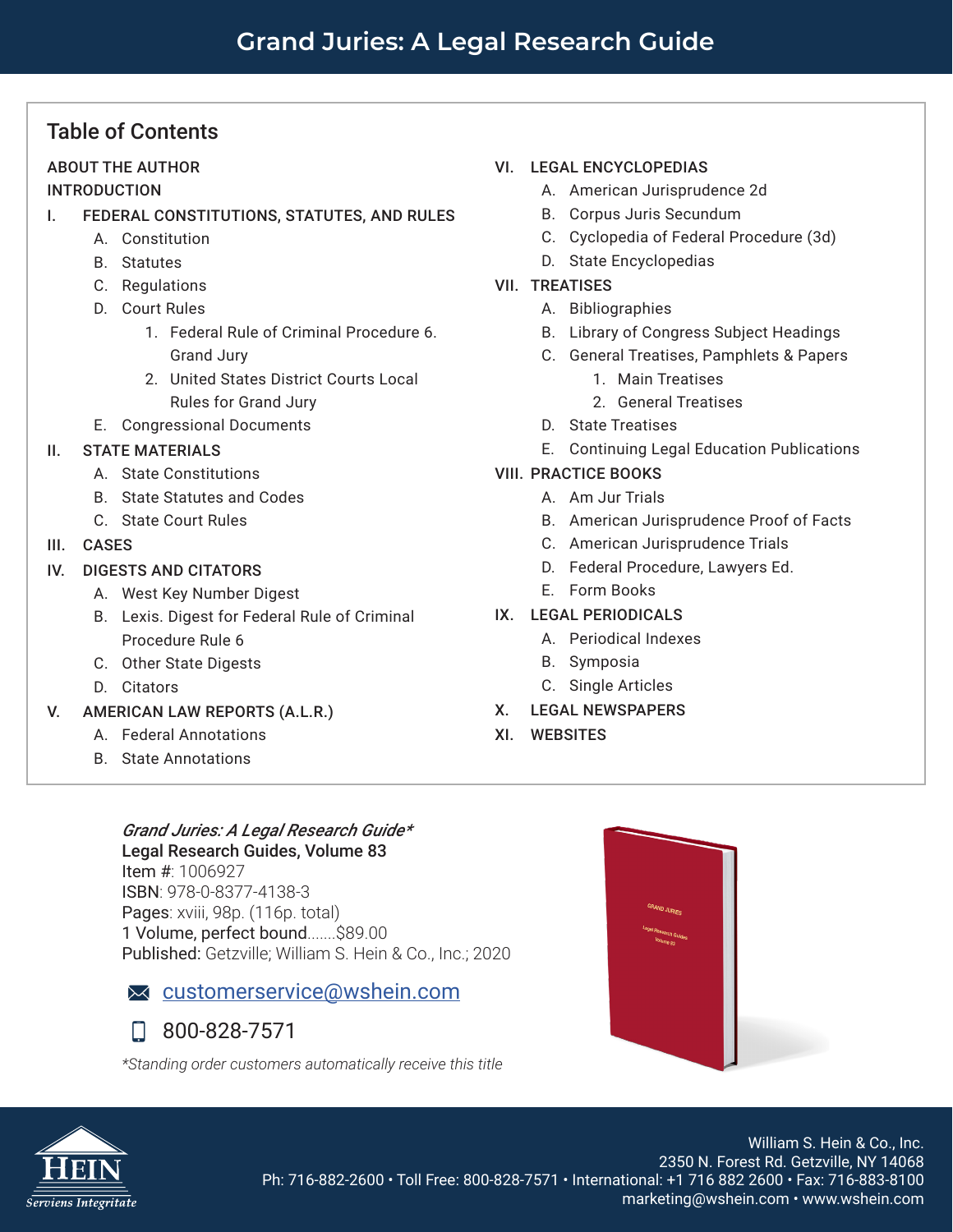# Grand Juries: A Legal Research Guide

## Table of Contents

ABOUT THE AUTHOR

INTRODUCTION

I. FEDERAL CONSTITUTIONS, STATUTES, AND RULES
- A. Constitution
- B. Statutes
- C. Regulations
- D. Court Rules
  1. Federal Rule of Criminal Procedure 6. Grand Jury
  2. United States District Courts Local Rules for Grand Jury
- E. Congressional Documents

II. STATE MATERIALS
- A. State Constitutions
- B. State Statutes and Codes
- C. State Court Rules

III. CASES

IV. DIGESTS AND CITATORS
- A. West Key Number Digest
- B. Lexis. Digest for Federal Rule of Criminal Procedure Rule 6
- C. Other State Digests
- D. Citators

V. AMERICAN LAW REPORTS (A.L.R.)
- A. Federal Annotations
- B. State Annotations

VI. LEGAL ENCYCLOPEDIAS
- A. American Jurisprudence 2d
- B. Corpus Juris Secundum
- C. Cyclopedia of Federal Procedure (3d)
- D. State Encyclopedias

VII. TREATISES
- A. Bibliographies
- B. Library of Congress Subject Headings
- C. General Treatises, Pamphlets & Papers
  1. Main Treatises
  2. General Treatises
- D. State Treatises
- E. Continuing Legal Education Publications

VIII. PRACTICE BOOKS
- A. Am Jur Trials
- B. American Jurisprudence Proof of Facts
- C. American Jurisprudence Trials
- D. Federal Procedure, Lawyers Ed.
- E. Form Books

IX. LEGAL PERIODICALS
- A. Periodical Indexes
- B. Symposia
- C. Single Articles

X. LEGAL NEWSPAPERS

XI. WEBSITES

*Grand Juries: A Legal Research Guide**
**Legal Research Guides, Volume 83**
Item #: 1006927
ISBN: 978-0-8377-4138-3
Pages: xviii, 98p. (116p. total)
1 Volume, perfect bound.......$89.00
Published: Getzville; William S. Hein & Co., Inc.; 2020

customerservice@wshein.com

800-828-7571

*\*Standing order customers automatically receive this title*

HEIN
Serviens Integritate

William S. Hein & Co., Inc.
2350 N. Forest Rd. Getzville, NY 14068
Ph: 716-882-2600 • Toll Free: 800-828-7571 • International: +1 716 882 2600 • Fax: 716-883-8100
marketing@wshein.com • www.wshein.com